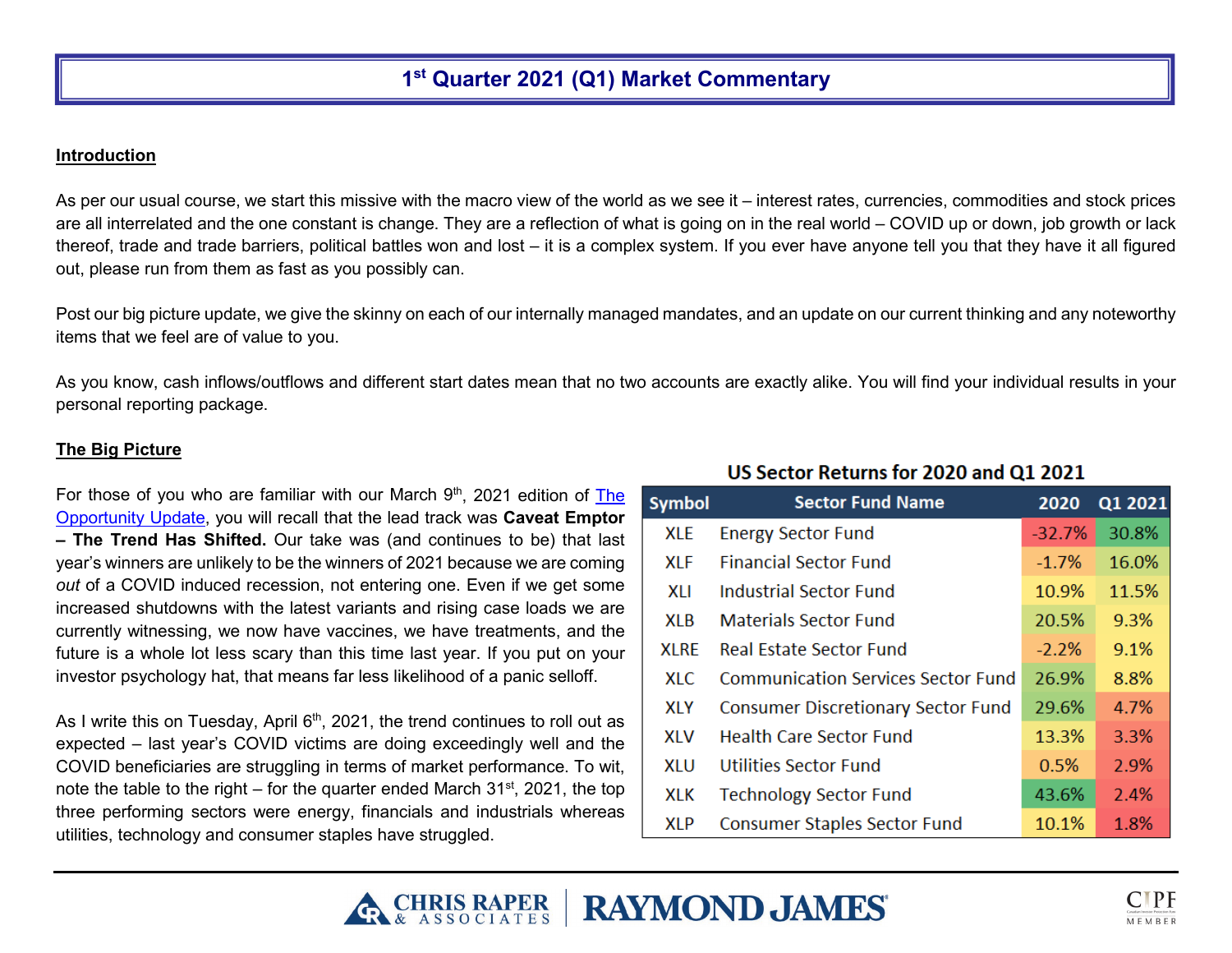# 1st Quarter 2021 (Q1) Market Commentary

## Introduction

As per our usual course, we start this missive with the macro view of the world as we see it – interest rates, currencies, commodities and stock prices are all interrelated and the one constant is change. They are a reflection of what is going on in the real world – COVID up or down, job growth or lack thereof, trade and trade barriers, political battles won and lost – it is a complex system. If you ever have anyone tell you that they have it all figured out, please run from them as fast as you possibly can.

Post our big picture update, we give the skinny on each of our internally managed mandates, and an update on our current thinking and any noteworthy items that we feel are of value to you.

As you know, cash inflows/outflows and different start dates mean that no two accounts are exactly alike. You will find your individual results in your personal reporting package.

## The Big Picture

For those of you who are familiar with our March 9th, 2021 edition of The Opportunity Update, you will recall that the lead track was **Caveat Emptor – The Trend Has Shifted.** Our take was (and continues to be) that last year's winners are unlikely to be the winners of 2021 because we are coming *out* of a COVID induced recession, not entering one. Even if we get some increased shutdowns with the latest variants and rising case loads we are currently witnessing, we now have vaccines, we have treatments, and the future is a whole lot less scary than this time last year. If you put on your investor psychology hat, that means far less likelihood of a panic selloff.

As I write this on Tuesday, April 6th, 2021, the trend continues to roll out as expected – last year's COVID victims are doing exceedingly well and the COVID beneficiaries are struggling in terms of market performance. To wit, note the table to the right – for the quarter ended March 31st, 2021, the top three performing sectors were energy, financials and industrials whereas utilities, technology and consumer staples have struggled.

**US Sector Returns for 2020 and Q1 2021**

| Symbol | Sector Fund Name | 2020 | Q1 2021 |
|---|---|---|---|
| XLE | Energy Sector Fund | -32.7% | 30.8% |
| XLF | Financial Sector Fund | -1.7% | 16.0% |
| XLI | Industrial Sector Fund | 10.9% | 11.5% |
| XLB | Materials Sector Fund | 20.5% | 9.3% |
| XLRE | Real Estate Sector Fund | -2.2% | 9.1% |
| XLC | Communication Services Sector Fund | 26.9% | 8.8% |
| XLY | Consumer Discretionary Sector Fund | 29.6% | 4.7% |
| XLV | Health Care Sector Fund | 13.3% | 3.3% |
| XLU | Utilities Sector Fund | 0.5% | 2.9% |
| XLK | Technology Sector Fund | 43.6% | 2.4% |
| XLP | Consumer Staples Sector Fund | 10.1% | 1.8% |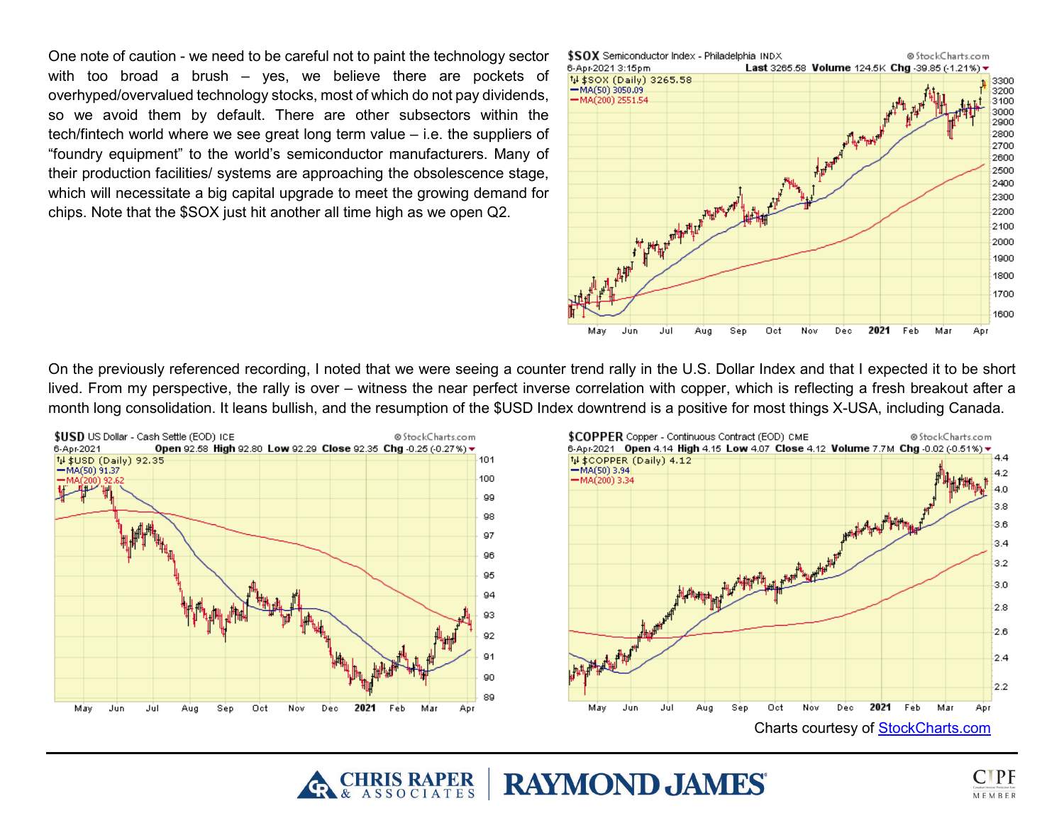One note of caution - we need to be careful not to paint the technology sector with too broad a brush – yes, we believe there are pockets of overhyped/overvalued technology stocks, most of which do not pay dividends, so we avoid them by default. There are other subsectors within the tech/fintech world where we see great long term value – i.e. the suppliers of "foundry equipment" to the world's semiconductor manufacturers. Many of their production facilities/ systems are approaching the obsolescence stage, which will necessitate a big capital upgrade to meet the growing demand for chips. Note that the $SOX just hit another all time high as we open Q2.

On the previously referenced recording, I noted that we were seeing a counter trend rally in the U.S. Dollar Index and that I expected it to be short lived. From my perspective, the rally is over – witness the near perfect inverse correlation with copper, which is reflecting a fresh breakout after a month long consolidation. It leans bullish, and the resumption of the $USD Index downtrend is a positive for most things X-USA, including Canada.

Charts courtesy of StockCharts.com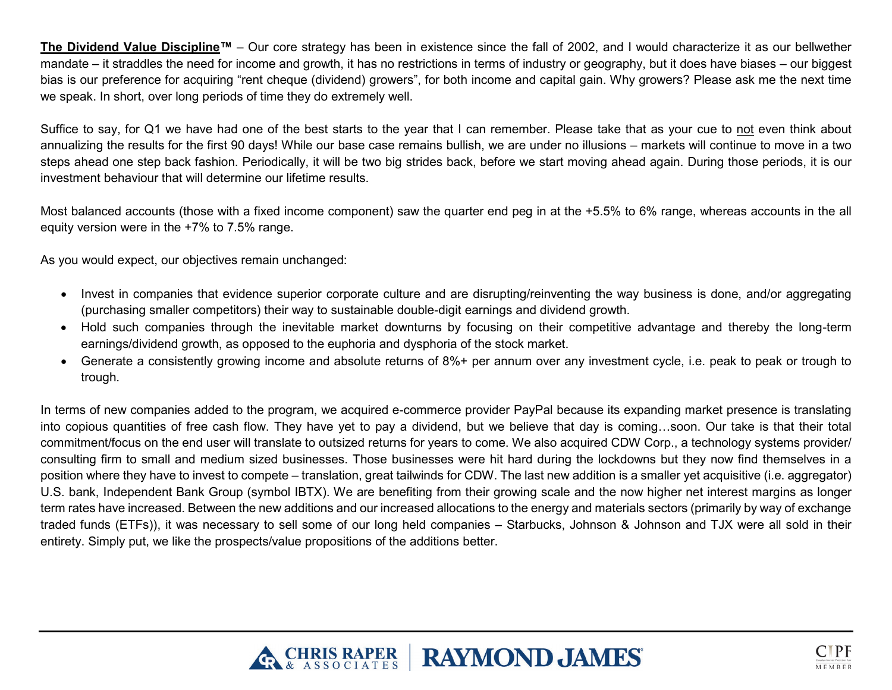**<u>The Dividend Value Discipline</u>™** – Our core strategy has been in existence since the fall of 2002, and I would characterize it as our bellwether mandate – it straddles the need for income and growth, it has no restrictions in terms of industry or geography, but it does have biases – our biggest bias is our preference for acquiring "rent cheque (dividend) growers", for both income and capital gain. Why growers? Please ask me the next time we speak. In short, over long periods of time they do extremely well.

Suffice to say, for Q1 we have had one of the best starts to the year that I can remember. Please take that as your cue to <u>not</u> even think about annualizing the results for the first 90 days! While our base case remains bullish, we are under no illusions – markets will continue to move in a two steps ahead one step back fashion. Periodically, it will be two big strides back, before we start moving ahead again. During those periods, it is our investment behaviour that will determine our lifetime results.

Most balanced accounts (those with a fixed income component) saw the quarter end peg in at the +5.5% to 6% range, whereas accounts in the all equity version were in the +7% to 7.5% range.

As you would expect, our objectives remain unchanged:

- Invest in companies that evidence superior corporate culture and are disrupting/reinventing the way business is done, and/or aggregating (purchasing smaller competitors) their way to sustainable double-digit earnings and dividend growth.
- Hold such companies through the inevitable market downturns by focusing on their competitive advantage and thereby the long-term earnings/dividend growth, as opposed to the euphoria and dysphoria of the stock market.
- Generate a consistently growing income and absolute returns of 8%+ per annum over any investment cycle, i.e. peak to peak or trough to trough.

In terms of new companies added to the program, we acquired e-commerce provider PayPal because its expanding market presence is translating into copious quantities of free cash flow. They have yet to pay a dividend, but we believe that day is coming…soon. Our take is that their total commitment/focus on the end user will translate to outsized returns for years to come. We also acquired CDW Corp., a technology systems provider/ consulting firm to small and medium sized businesses. Those businesses were hit hard during the lockdowns but they now find themselves in a position where they have to invest to compete – translation, great tailwinds for CDW. The last new addition is a smaller yet acquisitive (i.e. aggregator) U.S. bank, Independent Bank Group (symbol IBTX). We are benefiting from their growing scale and the now higher net interest margins as longer term rates have increased. Between the new additions and our increased allocations to the energy and materials sectors (primarily by way of exchange traded funds (ETFs)), it was necessary to sell some of our long held companies – Starbucks, Johnson & Johnson and TJX were all sold in their entirety. Simply put, we like the prospects/value propositions of the additions better.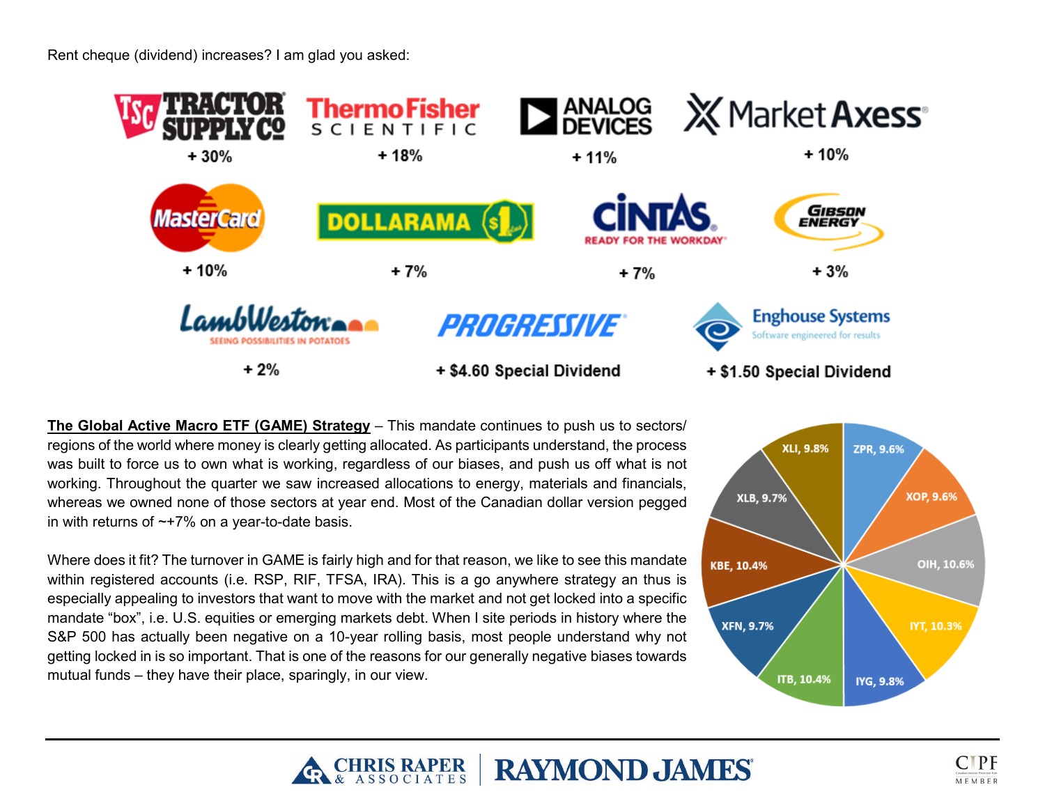Rent cheque (dividend) increases? I am glad you asked:

| Company | Dividend Increase |
| --- | --- |
| Tractor Supply Co | + 30% |
| Thermo Fisher Scientific | + 18% |
| Analog Devices | + 11% |
| MarketAxess | + 10% |
| MasterCard | + 10% |
| Dollarama | + 7% |
| Cintas | + 7% |
| Gibson Energy | + 3% |
| Lamb Weston | + 2% |
| Progressive | + $4.60 Special Dividend |
| Enghouse Systems | + $1.50 Special Dividend |

**The Global Active Macro ETF (GAME) Strategy** – This mandate continues to push us to sectors/ regions of the world where money is clearly getting allocated. As participants understand, the process was built to force us to own what is working, regardless of our biases, and push us off what is not working. Throughout the quarter we saw increased allocations to energy, materials and financials, whereas we owned none of those sectors at year end. Most of the Canadian dollar version pegged in with returns of ~+7% on a year-to-date basis.

| ETF | Allocation |
| --- | --- |
| ZPR | 9.6% |
| XOP | 9.6% |
| OIH | 10.6% |
| IYT | 10.3% |
| IYG | 9.8% |
| ITB | 10.4% |
| XFN | 9.7% |
| KBE | 10.4% |
| XLB | 9.7% |
| XLI | 9.8% |

Where does it fit? The turnover in GAME is fairly high and for that reason, we like to see this mandate within registered accounts (i.e. RSP, RIF, TFSA, IRA). This is a go anywhere strategy an thus is especially appealing to investors that want to move with the market and not get locked into a specific mandate "box", i.e. U.S. equities or emerging markets debt. When I site periods in history where the S&P 500 has actually been negative on a 10-year rolling basis, most people understand why not getting locked in is so important. That is one of the reasons for our generally negative biases towards mutual funds – they have their place, sparingly, in our view.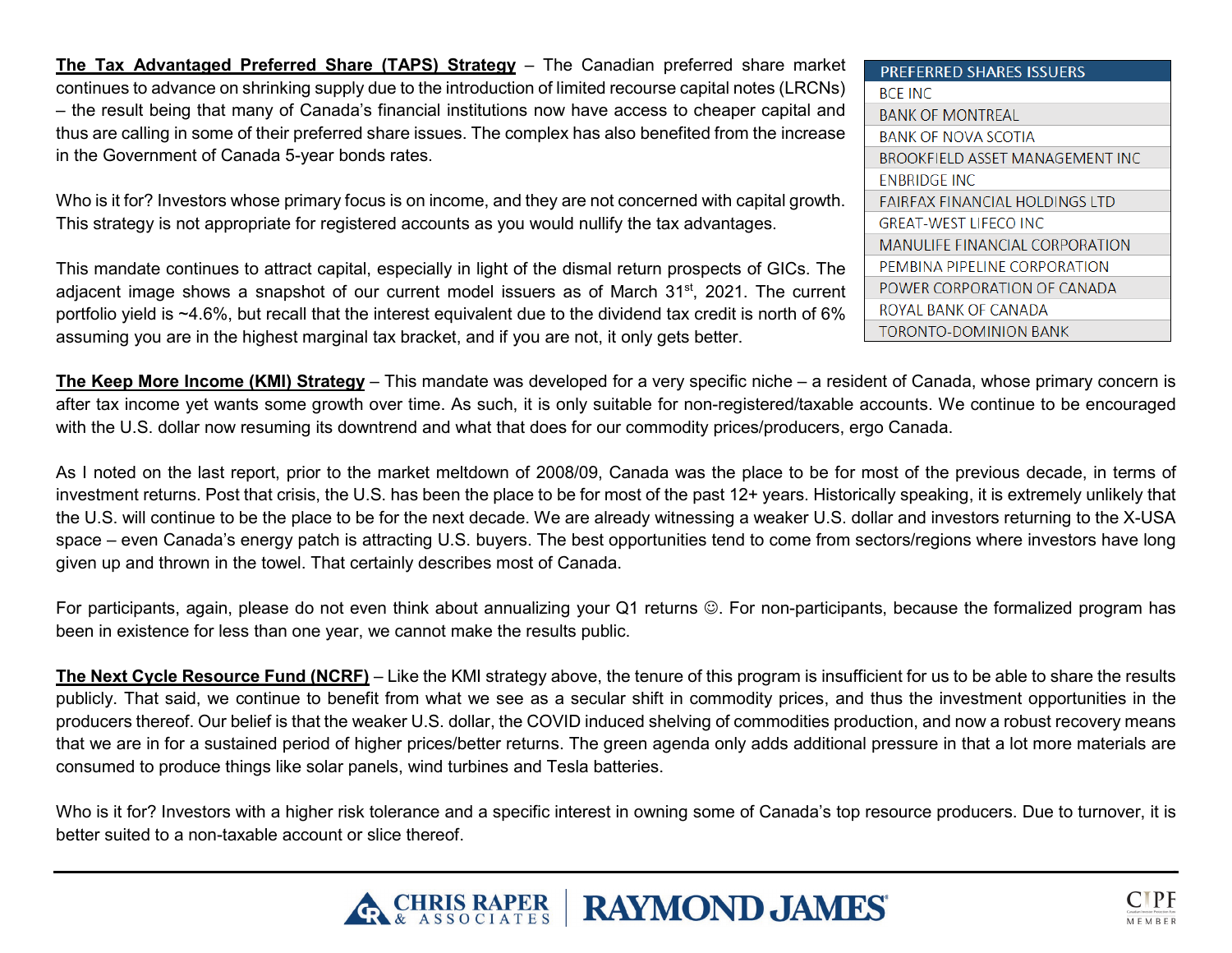**The Tax Advantaged Preferred Share (TAPS) Strategy** – The Canadian preferred share market continues to advance on shrinking supply due to the introduction of limited recourse capital notes (LRCNs) – the result being that many of Canada's financial institutions now have access to cheaper capital and thus are calling in some of their preferred share issues. The complex has also benefited from the increase in the Government of Canada 5-year bonds rates.

Who is it for? Investors whose primary focus is on income, and they are not concerned with capital growth. This strategy is not appropriate for registered accounts as you would nullify the tax advantages.

This mandate continues to attract capital, especially in light of the dismal return prospects of GICs. The adjacent image shows a snapshot of our current model issuers as of March 31st, 2021. The current portfolio yield is ~4.6%, but recall that the interest equivalent due to the dividend tax credit is north of 6% assuming you are in the highest marginal tax bracket, and if you are not, it only gets better.

| PREFERRED SHARES ISSUERS |
|---|
| BCE INC |
| BANK OF MONTREAL |
| BANK OF NOVA SCOTIA |
| BROOKFIELD ASSET MANAGEMENT INC |
| ENBRIDGE INC |
| FAIRFAX FINANCIAL HOLDINGS LTD |
| GREAT-WEST LIFECO INC |
| MANULIFE FINANCIAL CORPORATION |
| PEMBINA PIPELINE CORPORATION |
| POWER CORPORATION OF CANADA |
| ROYAL BANK OF CANADA |
| TORONTO-DOMINION BANK |

**The Keep More Income (KMI) Strategy** – This mandate was developed for a very specific niche – a resident of Canada, whose primary concern is after tax income yet wants some growth over time. As such, it is only suitable for non-registered/taxable accounts. We continue to be encouraged with the U.S. dollar now resuming its downtrend and what that does for our commodity prices/producers, ergo Canada.

As I noted on the last report, prior to the market meltdown of 2008/09, Canada was the place to be for most of the previous decade, in terms of investment returns. Post that crisis, the U.S. has been the place to be for most of the past 12+ years. Historically speaking, it is extremely unlikely that the U.S. will continue to be the place to be for the next decade. We are already witnessing a weaker U.S. dollar and investors returning to the X-USA space – even Canada's energy patch is attracting U.S. buyers. The best opportunities tend to come from sectors/regions where investors have long given up and thrown in the towel. That certainly describes most of Canada.

For participants, again, please do not even think about annualizing your Q1 returns ☺. For non-participants, because the formalized program has been in existence for less than one year, we cannot make the results public.

**The Next Cycle Resource Fund (NCRF)** – Like the KMI strategy above, the tenure of this program is insufficient for us to be able to share the results publicly. That said, we continue to benefit from what we see as a secular shift in commodity prices, and thus the investment opportunities in the producers thereof. Our belief is that the weaker U.S. dollar, the COVID induced shelving of commodities production, and now a robust recovery means that we are in for a sustained period of higher prices/better returns. The green agenda only adds additional pressure in that a lot more materials are consumed to produce things like solar panels, wind turbines and Tesla batteries.

Who is it for? Investors with a higher risk tolerance and a specific interest in owning some of Canada's top resource producers. Due to turnover, it is better suited to a non-taxable account or slice thereof.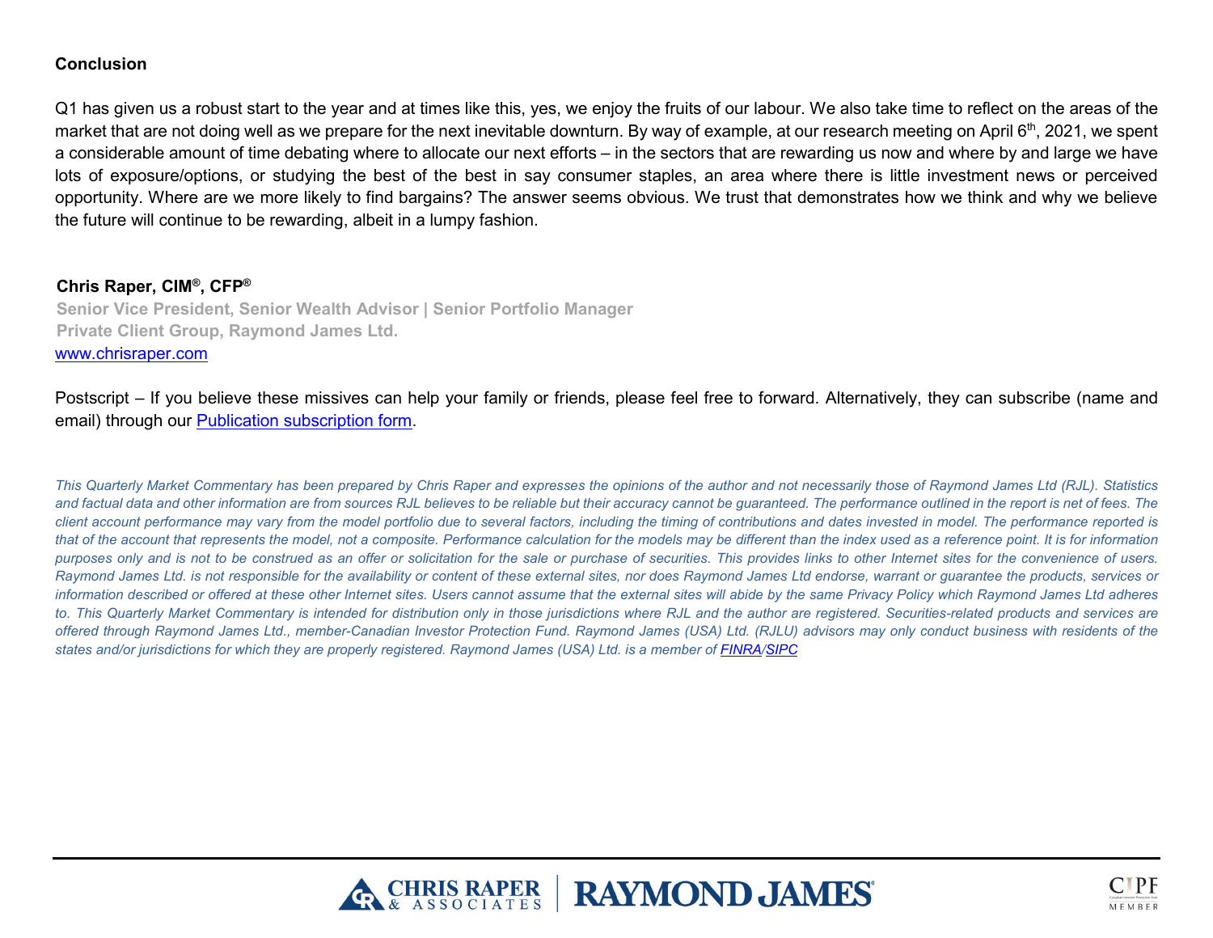**Conclusion**

Q1 has given us a robust start to the year and at times like this, yes, we enjoy the fruits of our labour. We also take time to reflect on the areas of the market that are not doing well as we prepare for the next inevitable downturn. By way of example, at our research meeting on April 6th, 2021, we spent a considerable amount of time debating where to allocate our next efforts – in the sectors that are rewarding us now and where by and large we have lots of exposure/options, or studying the best of the best in say consumer staples, an area where there is little investment news or perceived opportunity. Where are we more likely to find bargains? The answer seems obvious. We trust that demonstrates how we think and why we believe the future will continue to be rewarding, albeit in a lumpy fashion.

**Chris Raper, CIM®, CFP®**
**Senior Vice President, Senior Wealth Advisor | Senior Portfolio Manager**
**Private Client Group, Raymond James Ltd.**
[www.chrisraper.com](www.chrisraper.com)

Postscript – If you believe these missives can help your family or friends, please feel free to forward. Alternatively, they can subscribe (name and email) through our [Publication subscription form](Publication subscription form).

*This Quarterly Market Commentary has been prepared by Chris Raper and expresses the opinions of the author and not necessarily those of Raymond James Ltd (RJL). Statistics and factual data and other information are from sources RJL believes to be reliable but their accuracy cannot be guaranteed. The performance outlined in the report is net of fees. The client account performance may vary from the model portfolio due to several factors, including the timing of contributions and dates invested in model. The performance reported is that of the account that represents the model, not a composite. Performance calculation for the models may be different than the index used as a reference point. It is for information purposes only and is not to be construed as an offer or solicitation for the sale or purchase of securities. This provides links to other Internet sites for the convenience of users. Raymond James Ltd. is not responsible for the availability or content of these external sites, nor does Raymond James Ltd endorse, warrant or guarantee the products, services or information described or offered at these other Internet sites. Users cannot assume that the external sites will abide by the same Privacy Policy which Raymond James Ltd adheres to. This Quarterly Market Commentary is intended for distribution only in those jurisdictions where RJL and the author are registered. Securities-related products and services are offered through Raymond James Ltd., member-Canadian Investor Protection Fund. Raymond James (USA) Ltd. (RJLU) advisors may only conduct business with residents of the states and/or jurisdictions for which they are properly registered. Raymond James (USA) Ltd. is a member of FINRA/SIPC*

CHRIS RAPER & ASSOCIATES | RAYMOND JAMES®

CIPF MEMBER